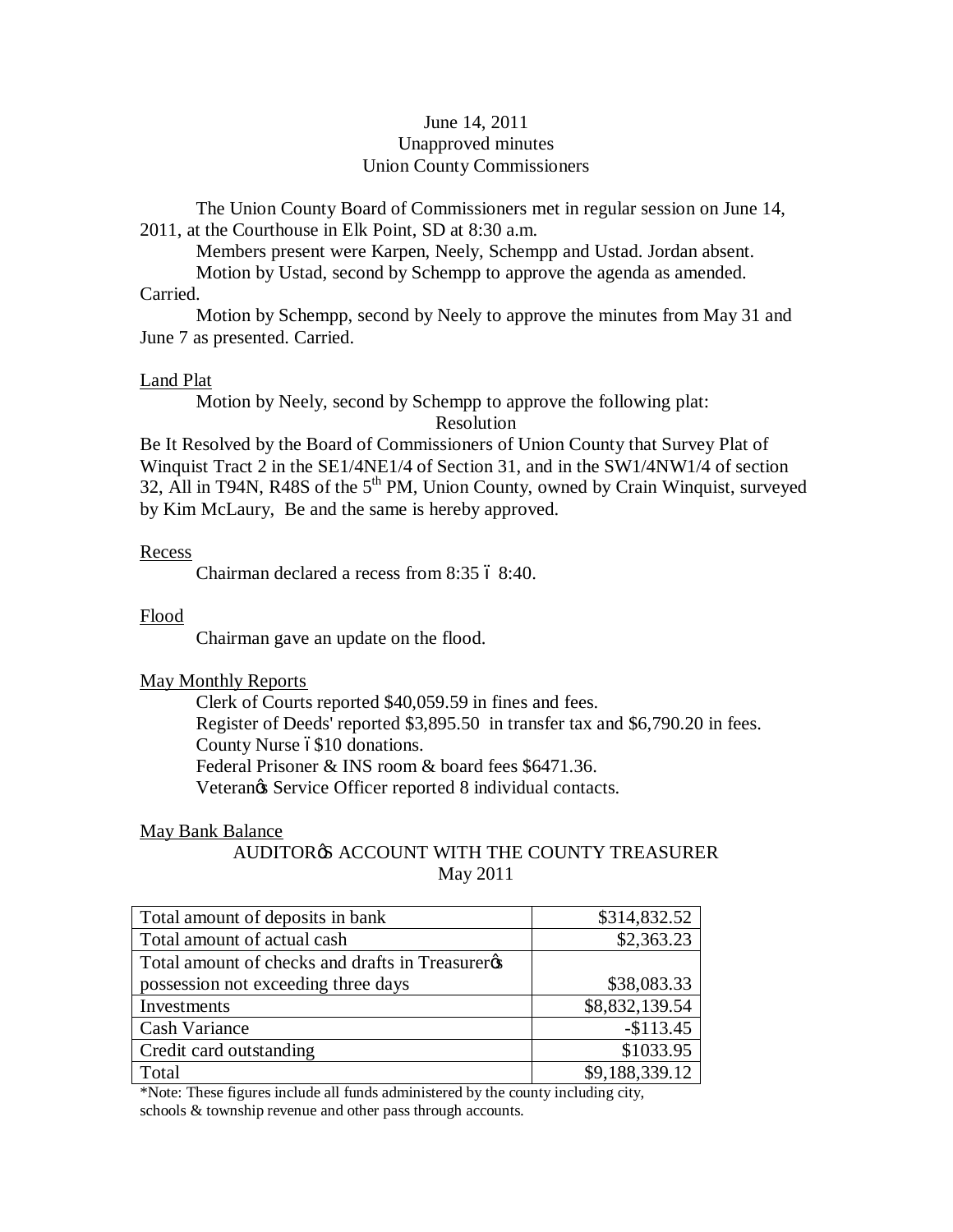June 14, 2011
Unapproved minutes
Union County Commissioners

The Union County Board of Commissioners met in regular session on June 14, 2011, at the Courthouse in Elk Point, SD at 8:30 a.m.

Members present were Karpen, Neely, Schempp and Ustad. Jordan absent.

Motion by Ustad, second by Schempp to approve the agenda as amended. Carried.

Motion by Schempp, second by Neely to approve the minutes from May 31 and June 7 as presented. Carried.

Land Plat

Motion by Neely, second by Schempp to approve the following plat:

Resolution

Be It Resolved by the Board of Commissioners of Union County that Survey Plat of Winquist Tract 2 in the SE1/4NE1/4 of Section 31, and in the SW1/4NW1/4 of section 32, All in T94N, R48S of the 5th PM, Union County, owned by Crain Winquist, surveyed by Kim McLaury, Be and the same is hereby approved.

Recess

Chairman declared a recess from 8:35 – 8:40.

Flood

Chairman gave an update on the flood.

May Monthly Reports

Clerk of Courts reported $40,059.59 in fines and fees.

Register of Deeds' reported $3,895.50 in transfer tax and $6,790.20 in fees.

County Nurse – $10 donations.

Federal Prisoner & INS room & board fees $6471.36.

Veteran's Service Officer reported 8 individual contacts.

May Bank Balance

AUDITOR'S ACCOUNT WITH THE COUNTY TREASURER
May 2011

| | |
|---|---|
| Total amount of deposits in bank | $314,832.52 |
| Total amount of actual cash | $2,363.23 |
| Total amount of checks and drafts in Treasurer's possession not exceeding three days | $38,083.33 |
| Investments | $8,832,139.54 |
| Cash Variance | -$113.45 |
| Credit card outstanding | $1033.95 |
| Total | $9,188,339.12 |

*Note: These figures include all funds administered by the county including city, schools & township revenue and other pass through accounts.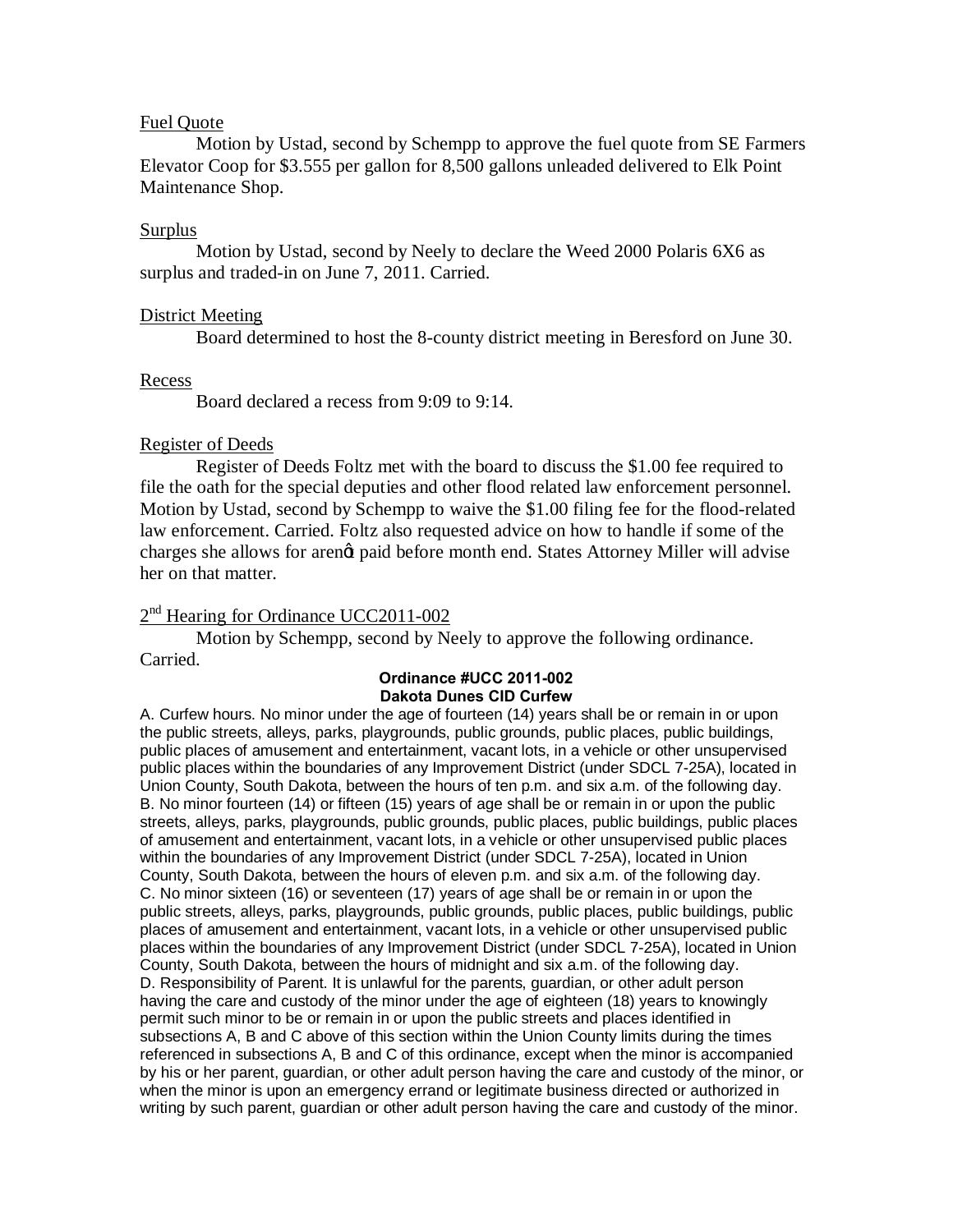Fuel Quote

Motion by Ustad, second by Schempp to approve the fuel quote from SE Farmers Elevator Coop for $3.555 per gallon for 8,500 gallons unleaded delivered to Elk Point Maintenance Shop.

Surplus

Motion by Ustad, second by Neely to declare the Weed 2000 Polaris 6X6 as surplus and traded-in on June 7, 2011. Carried.

District Meeting

Board determined to host the 8-county district meeting in Beresford on June 30.

Recess

Board declared a recess from 9:09 to 9:14.

Register of Deeds

Register of Deeds Foltz met with the board to discuss the $1.00 fee required to file the oath for the special deputies and other flood related law enforcement personnel. Motion by Ustad, second by Schempp to waive the $1.00 filing fee for the flood-related law enforcement. Carried. Foltz also requested advice on how to handle if some of the charges she allows for arenǿt paid before month end. States Attorney Miller will advise her on that matter.

2nd Hearing for Ordinance UCC2011-002

Motion by Schempp, second by Neely to approve the following ordinance. Carried.

**Ordinance #UCC 2011-002**
**Dakota Dunes CID Curfew**

A. Curfew hours. No minor under the age of fourteen (14) years shall be or remain in or upon the public streets, alleys, parks, playgrounds, public grounds, public places, public buildings, public places of amusement and entertainment, vacant lots, in a vehicle or other unsupervised public places within the boundaries of any Improvement District (under SDCL 7-25A), located in Union County, South Dakota, between the hours of ten p.m. and six a.m. of the following day.
B. No minor fourteen (14) or fifteen (15) years of age shall be or remain in or upon the public streets, alleys, parks, playgrounds, public grounds, public places, public buildings, public places of amusement and entertainment, vacant lots, in a vehicle or other unsupervised public places within the boundaries of any Improvement District (under SDCL 7-25A), located in Union County, South Dakota, between the hours of eleven p.m. and six a.m. of the following day.
C. No minor sixteen (16) or seventeen (17) years of age shall be or remain in or upon the public streets, alleys, parks, playgrounds, public grounds, public places, public buildings, public places of amusement and entertainment, vacant lots, in a vehicle or other unsupervised public places within the boundaries of any Improvement District (under SDCL 7-25A), located in Union County, South Dakota, between the hours of midnight and six a.m. of the following day.
D. Responsibility of Parent. It is unlawful for the parents, guardian, or other adult person having the care and custody of the minor under the age of eighteen (18) years to knowingly permit such minor to be or remain in or upon the public streets and places identified in subsections A, B and C above of this section within the Union County limits during the times referenced in subsections A, B and C of this ordinance, except when the minor is accompanied by his or her parent, guardian, or other adult person having the care and custody of the minor, or when the minor is upon an emergency errand or legitimate business directed or authorized in writing by such parent, guardian or other adult person having the care and custody of the minor.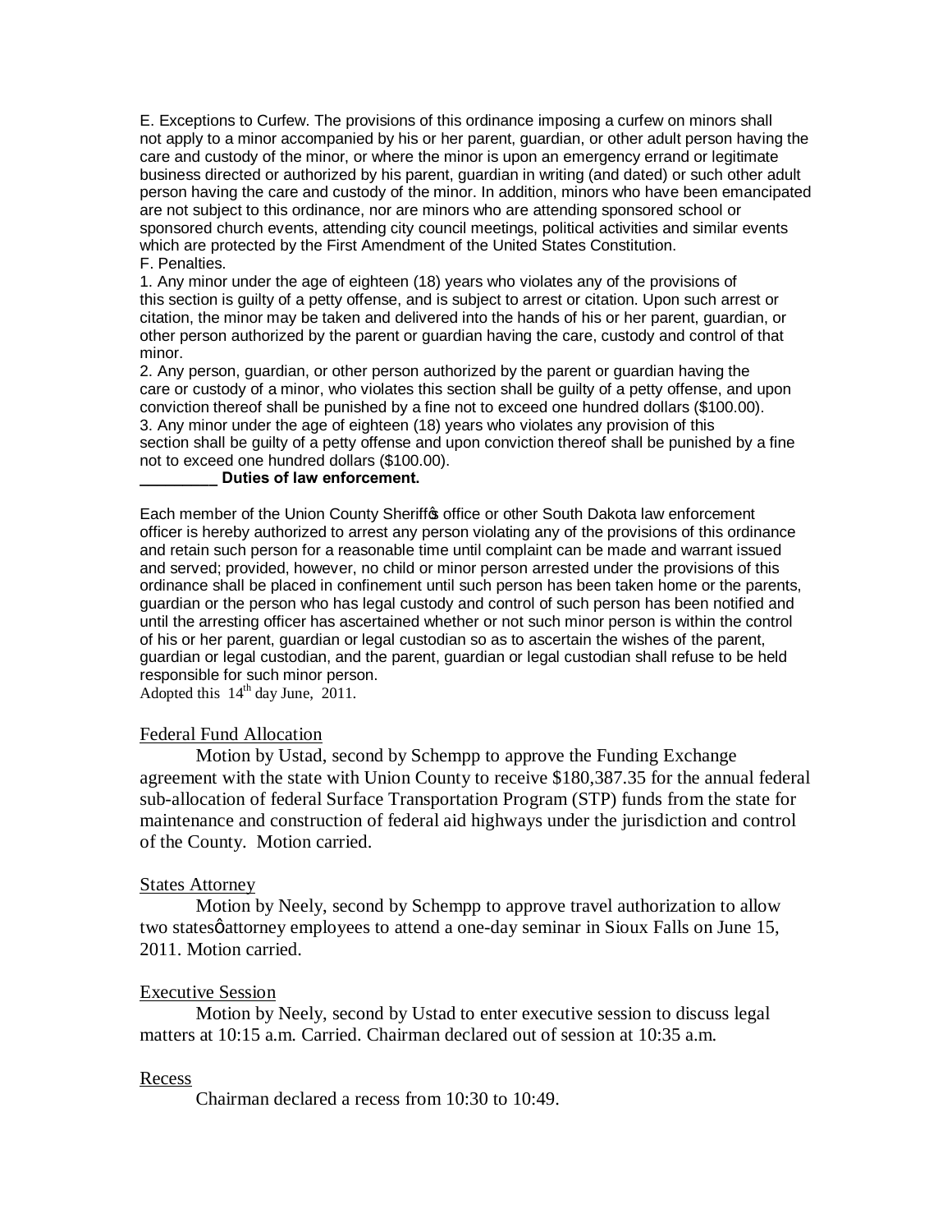E. Exceptions to Curfew. The provisions of this ordinance imposing a curfew on minors shall not apply to a minor accompanied by his or her parent, guardian, or other adult person having the care and custody of the minor, or where the minor is upon an emergency errand or legitimate business directed or authorized by his parent, guardian in writing (and dated) or such other adult person having the care and custody of the minor. In addition, minors who have been emancipated are not subject to this ordinance, nor are minors who are attending sponsored school or sponsored church events, attending city council meetings, political activities and similar events which are protected by the First Amendment of the United States Constitution.

F. Penalties.

1. Any minor under the age of eighteen (18) years who violates any of the provisions of this section is guilty of a petty offense, and is subject to arrest or citation. Upon such arrest or citation, the minor may be taken and delivered into the hands of his or her parent, guardian, or other person authorized by the parent or guardian having the care, custody and control of that minor.
2. Any person, guardian, or other person authorized by the parent or guardian having the care or custody of a minor, who violates this section shall be guilty of a petty offense, and upon conviction thereof shall be punished by a fine not to exceed one hundred dollars ($100.00).
3. Any minor under the age of eighteen (18) years who violates any provision of this section shall be guilty of a petty offense and upon conviction thereof shall be punished by a fine not to exceed one hundred dollars ($100.00).

**_________ Duties of law enforcement.**

Each member of the Union County Sheriff's office or other South Dakota law enforcement officer is hereby authorized to arrest any person violating any of the provisions of this ordinance and retain such person for a reasonable time until complaint can be made and warrant issued and served; provided, however, no child or minor person arrested under the provisions of this ordinance shall be placed in confinement until such person has been taken home or the parents, guardian or the person who has legal custody and control of such person has been notified and until the arresting officer has ascertained whether or not such minor person is within the control of his or her parent, guardian or legal custodian so as to ascertain the wishes of the parent, guardian or legal custodian, and the parent, guardian or legal custodian shall refuse to be held responsible for such minor person.

Adopted this 14th day June, 2011.

Federal Fund Allocation

Motion by Ustad, second by Schempp to approve the Funding Exchange agreement with the state with Union County to receive $180,387.35 for the annual federal sub-allocation of federal Surface Transportation Program (STP) funds from the state for maintenance and construction of federal aid highways under the jurisdiction and control of the County. Motion carried.

States Attorney

Motion by Neely, second by Schempp to approve travel authorization to allow two states' attorney employees to attend a one-day seminar in Sioux Falls on June 15, 2011. Motion carried.

Executive Session

Motion by Neely, second by Ustad to enter executive session to discuss legal matters at 10:15 a.m. Carried. Chairman declared out of session at 10:35 a.m.

Recess

Chairman declared a recess from 10:30 to 10:49.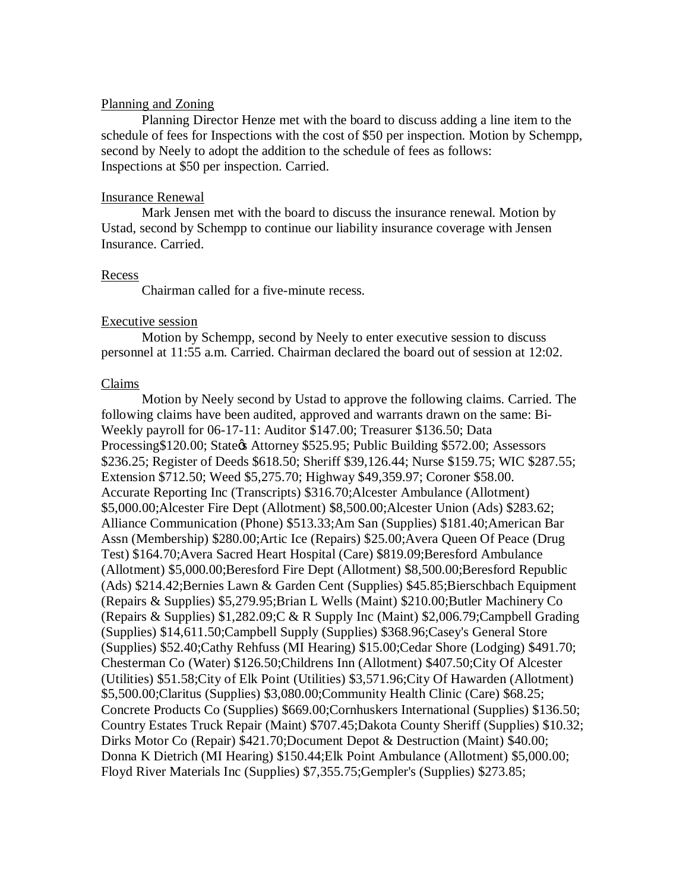Planning and Zoning

Planning Director Henze met with the board to discuss adding a line item to the schedule of fees for Inspections with the cost of $50 per inspection. Motion by Schempp, second by Neely to adopt the addition to the schedule of fees as follows: Inspections at $50 per inspection. Carried.

Insurance Renewal

Mark Jensen met with the board to discuss the insurance renewal. Motion by Ustad, second by Schempp to continue our liability insurance coverage with Jensen Insurance. Carried.

Recess

Chairman called for a five-minute recess.

Executive session

Motion by Schempp, second by Neely to enter executive session to discuss personnel at 11:55 a.m. Carried. Chairman declared the board out of session at 12:02.

Claims

Motion by Neely second by Ustad to approve the following claims. Carried. The following claims have been audited, approved and warrants drawn on the same: Bi-Weekly payroll for 06-17-11: Auditor $147.00; Treasurer $136.50; Data Processing$120.00; State's Attorney $525.95; Public Building $572.00; Assessors $236.25; Register of Deeds $618.50; Sheriff $39,126.44; Nurse $159.75; WIC $287.55; Extension $712.50; Weed $5,275.70; Highway $49,359.97; Coroner $58.00. Accurate Reporting Inc (Transcripts) $316.70;Alcester Ambulance (Allotment) $5,000.00;Alcester Fire Dept (Allotment) $8,500.00;Alcester Union (Ads) $283.62; Alliance Communication (Phone) $513.33;Am San (Supplies) $181.40;American Bar Assn (Membership) $280.00;Artic Ice (Repairs) $25.00;Avera Queen Of Peace (Drug Test) $164.70;Avera Sacred Heart Hospital (Care) $819.09;Beresford Ambulance (Allotment) $5,000.00;Beresford Fire Dept (Allotment) $8,500.00;Beresford Republic (Ads) $214.42;Bernies Lawn & Garden Cent (Supplies) $45.85;Bierschbach Equipment (Repairs & Supplies) $5,279.95;Brian L Wells (Maint) $210.00;Butler Machinery Co (Repairs & Supplies) $1,282.09;C & R Supply Inc (Maint) $2,006.79;Campbell Grading (Supplies) $14,611.50;Campbell Supply (Supplies) $368.96;Casey's General Store (Supplies) $52.40;Cathy Rehfuss (MI Hearing) $15.00;Cedar Shore (Lodging) $491.70; Chesterman Co (Water) $126.50;Childrens Inn (Allotment) $407.50;City Of Alcester (Utilities) $51.58;City of Elk Point (Utilities) $3,571.96;City Of Hawarden (Allotment) $5,500.00;Claritus (Supplies) $3,080.00;Community Health Clinic (Care) $68.25; Concrete Products Co (Supplies) $669.00;Cornhuskers International (Supplies) $136.50; Country Estates Truck Repair (Maint) $707.45;Dakota County Sheriff (Supplies) $10.32; Dirks Motor Co (Repair) $421.70;Document Depot & Destruction (Maint) $40.00; Donna K Dietrich (MI Hearing) $150.44;Elk Point Ambulance (Allotment) $5,000.00; Floyd River Materials Inc (Supplies) $7,355.75;Gempler's (Supplies) $273.85;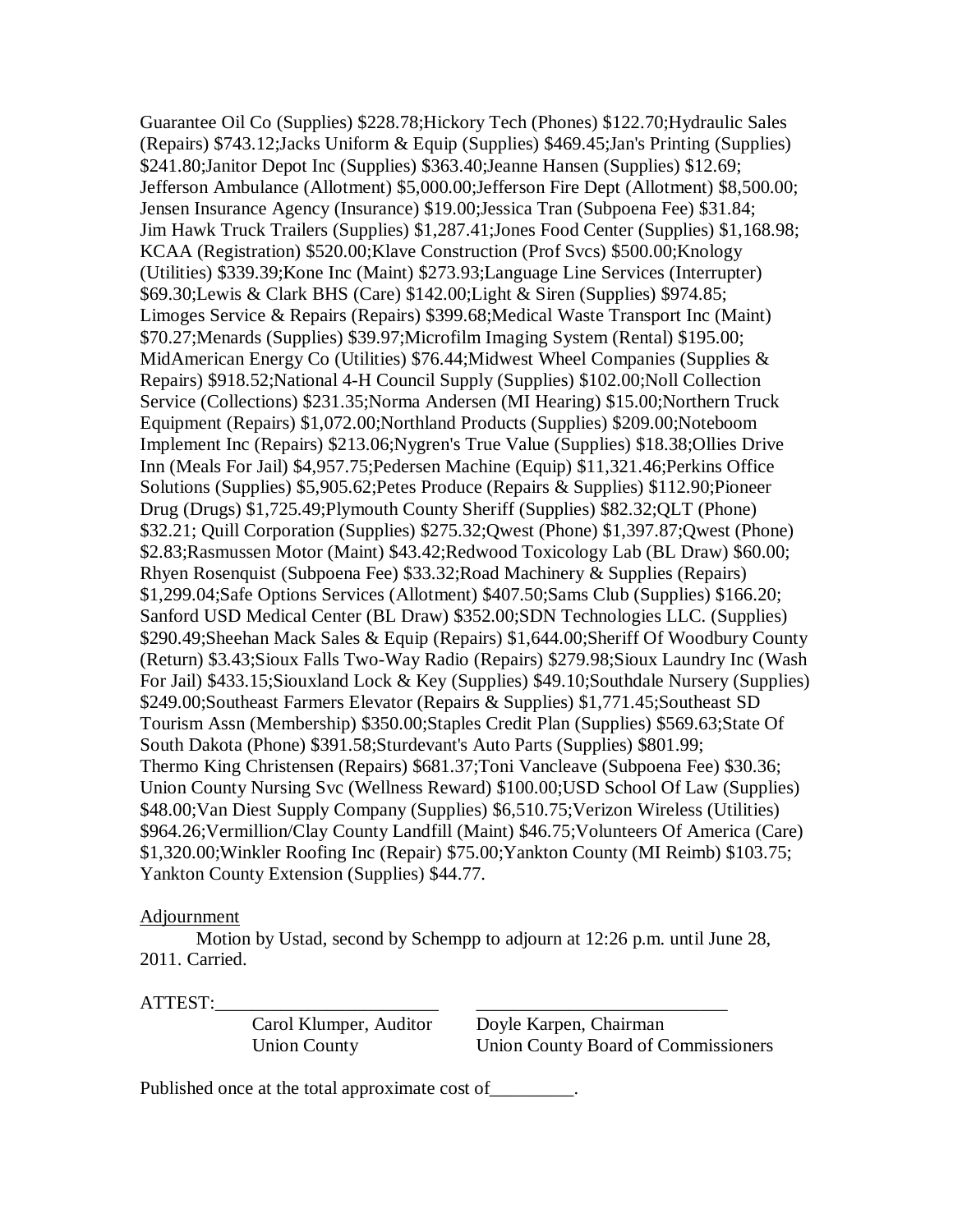Guarantee Oil Co (Supplies) $228.78;Hickory Tech (Phones) $122.70;Hydraulic Sales (Repairs) $743.12;Jacks Uniform & Equip (Supplies) $469.45;Jan's Printing (Supplies) $241.80;Janitor Depot Inc (Supplies) $363.40;Jeanne Hansen (Supplies) $12.69; Jefferson Ambulance (Allotment) $5,000.00;Jefferson Fire Dept (Allotment) $8,500.00; Jensen Insurance Agency (Insurance) $19.00;Jessica Tran (Subpoena Fee) $31.84; Jim Hawk Truck Trailers (Supplies) $1,287.41;Jones Food Center (Supplies) $1,168.98; KCAA (Registration) $520.00;Klave Construction (Prof Svcs) $500.00;Knology (Utilities) $339.39;Kone Inc (Maint) $273.93;Language Line Services (Interrupter) $69.30;Lewis & Clark BHS (Care) $142.00;Light & Siren (Supplies) $974.85; Limoges Service & Repairs (Repairs) $399.68;Medical Waste Transport Inc (Maint) $70.27;Menards (Supplies) $39.97;Microfilm Imaging System (Rental) $195.00; MidAmerican Energy Co (Utilities) $76.44;Midwest Wheel Companies (Supplies & Repairs) $918.52;National 4-H Council Supply (Supplies) $102.00;Noll Collection Service (Collections) $231.35;Norma Andersen (MI Hearing) $15.00;Northern Truck Equipment (Repairs) $1,072.00;Northland Products (Supplies) $209.00;Noteboom Implement Inc (Repairs) $213.06;Nygren's True Value (Supplies) $18.38;Ollies Drive Inn (Meals For Jail) $4,957.75;Pedersen Machine (Equip) $11,321.46;Perkins Office Solutions (Supplies) $5,905.62;Petes Produce (Repairs & Supplies) $112.90;Pioneer Drug (Drugs) $1,725.49;Plymouth County Sheriff (Supplies) $82.32;QLT (Phone) $32.21; Quill Corporation (Supplies) $275.32;Qwest (Phone) $1,397.87;Qwest (Phone) $2.83;Rasmussen Motor (Maint) $43.42;Redwood Toxicology Lab (BL Draw) $60.00; Rhyen Rosenquist (Subpoena Fee) $33.32;Road Machinery & Supplies (Repairs) $1,299.04;Safe Options Services (Allotment) $407.50;Sams Club (Supplies) $166.20; Sanford USD Medical Center (BL Draw) $352.00;SDN Technologies LLC. (Supplies) $290.49;Sheehan Mack Sales & Equip (Repairs) $1,644.00;Sheriff Of Woodbury County (Return) $3.43;Sioux Falls Two-Way Radio (Repairs) $279.98;Sioux Laundry Inc (Wash For Jail) $433.15;Siouxland Lock & Key (Supplies) $49.10;Southdale Nursery (Supplies) $249.00;Southeast Farmers Elevator (Repairs & Supplies) $1,771.45;Southeast SD Tourism Assn (Membership) $350.00;Staples Credit Plan (Supplies) $569.63;State Of South Dakota (Phone) $391.58;Sturdevant's Auto Parts (Supplies) $801.99; Thermo King Christensen (Repairs) $681.37;Toni Vancleave (Subpoena Fee) $30.36; Union County Nursing Svc (Wellness Reward) $100.00;USD School Of Law (Supplies) $48.00;Van Diest Supply Company (Supplies) $6,510.75;Verizon Wireless (Utilities) $964.26;Vermillion/Clay County Landfill (Maint) $46.75;Volunteers Of America (Care) $1,320.00;Winkler Roofing Inc (Repair) $75.00;Yankton County (MI Reimb) $103.75; Yankton County Extension (Supplies) $44.77.

Adjournment

Motion by Ustad, second by Schempp to adjourn at 12:26 p.m. until June 28, 2011. Carried.

ATTEST:________________________ ___________________________

Carol Klumper, Auditor Doyle Karpen, Chairman
Union County Union County Board of Commissioners

Published once at the total approximate cost of_________.